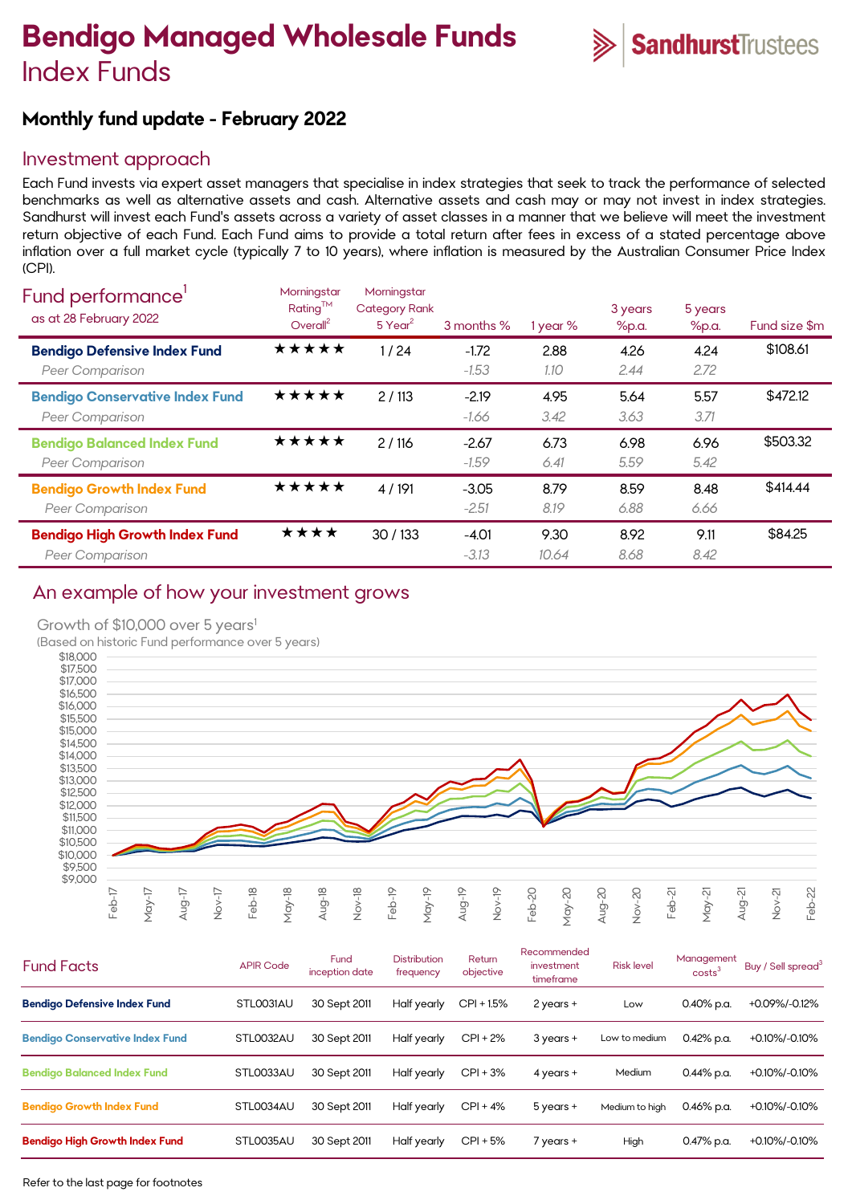# Bendigo Managed Wholesale Funds

## Index Funds

SandhurstTrustees

### Monthly fund update - February 2022

## Investment approach

Each Fund invests via expert asset managers that specialise in index strategies that seek to track the performance of selected benchmarks as well as alternative assets and cash. Alternative assets and cash may or may not invest in index strategies. Sandhurst will invest each Fund's assets across a variety of asset classes in a manner that we believe will meet the investment return objective of each Fund. Each Fund aims to provide a total return after fees in excess of a stated percentage above inflation over a full market cycle (typically 7 to 10 years), where inflation is measured by the Australian Consumer Price Index (CPI).

## Fund performance[1]

as at 28 February 2022

| | Morningstar Rating™ Overall[2] | Morningstar Category Rank 5 Year[2] | 3 months % | 1 year % | 3 years %p.a. | 5 years %p.a. | Fund size $m |
|---|---|---|---|---|---|---|---|
| **Bendigo Defensive Index Fund** | ★★★★★ | 1 / 24 | -1.72 | 2.88 | 4.26 | 4.24 | $108.61 |
| *Peer Comparison* | | | *-1.53* | *1.10* | *2.44* | *2.72* | |
| **Bendigo Conservative Index Fund** | ★★★★★ | 2 / 113 | -2.19 | 4.95 | 5.64 | 5.57 | $472.12 |
| *Peer Comparison* | | | *-1.66* | *3.42* | *3.63* | *3.71* | |
| **Bendigo Balanced Index Fund** | ★★★★★ | 2 / 116 | -2.67 | 6.73 | 6.98 | 6.96 | $503.32 |
| *Peer Comparison* | | | *-1.59* | *6.41* | *5.59* | *5.42* | |
| **Bendigo Growth Index Fund** | ★★★★★ | 4 / 191 | -3.05 | 8.79 | 8.59 | 8.48 | $414.44 |
| *Peer Comparison* | | | *-2.51* | *8.19* | *6.88* | *6.66* | |
| **Bendigo High Growth Index Fund** | ★★★★ | 30 / 133 | -4.01 | 9.30 | 8.92 | 9.11 | $84.25 |
| *Peer Comparison* | | | *-3.13* | *10.64* | *8.68* | *8.42* | |

## An example of how your investment grows

Growth of $10,000 over 5 years[1]

(Based on historic Fund performance over 5 years)

## Fund Facts

| | APIR Code | Fund inception date | Distribution frequency | Return objective | Recommended investment timeframe | Risk level | Management costs[3] | Buy / Sell spread[3] |
|---|---|---|---|---|---|---|---|---|
| **Bendigo Defensive Index Fund** | STL0031AU | 30 Sept 2011 | Half yearly | CPI + 1.5% | 2 years + | Low | 0.40% p.a. | +0.09%/-0.12% |
| **Bendigo Conservative Index Fund** | STL0032AU | 30 Sept 2011 | Half yearly | CPI + 2% | 3 years + | Low to medium | 0.42% p.a. | +0.10%/-0.10% |
| **Bendigo Balanced Index Fund** | STL0033AU | 30 Sept 2011 | Half yearly | CPI + 3% | 4 years + | Medium | 0.44% p.a. | +0.10%/-0.10% |
| **Bendigo Growth Index Fund** | STL0034AU | 30 Sept 2011 | Half yearly | CPI + 4% | 5 years + | Medium to high | 0.46% p.a. | +0.10%/-0.10% |
| **Bendigo High Growth Index Fund** | STL0035AU | 30 Sept 2011 | Half yearly | CPI + 5% | 7 years + | High | 0.47% p.a. | +0.10%/-0.10% |

Refer to the last page for footnotes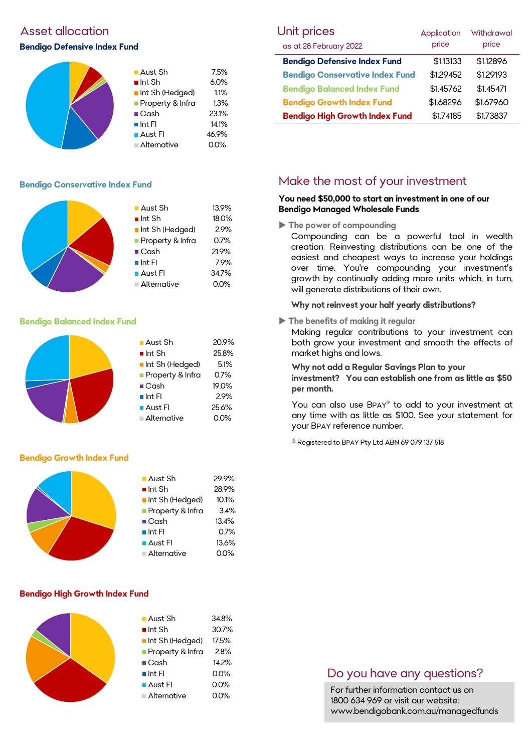## Asset allocation

### Bendigo Defensive Index Fund

| Asset | Allocation |
|---|---|
| Aust Sh | 7.5% |
| Int Sh | 6.0% |
| Int Sh (Hedged) | 1.1% |
| Property & Infra | 1.3% |
| Cash | 23.1% |
| Int FI | 14.1% |
| Aust FI | 46.9% |
| Alternative | 0.0% |

### Bendigo Conservative Index Fund

| Asset | Allocation |
|---|---|
| Aust Sh | 13.9% |
| Int Sh | 18.0% |
| Int Sh (Hedged) | 2.9% |
| Property & Infra | 0.7% |
| Cash | 21.9% |
| Int FI | 7.9% |
| Aust FI | 34.7% |
| Alternative | 0.0% |

### Bendigo Balanced Index Fund

| Asset | Allocation |
|---|---|
| Aust Sh | 20.9% |
| Int Sh | 25.8% |
| Int Sh (Hedged) | 5.1% |
| Property & Infra | 0.7% |
| Cash | 19.0% |
| Int FI | 2.9% |
| Aust FI | 25.6% |
| Alternative | 0.0% |

### Bendigo Growth Index Fund

| Asset | Allocation |
|---|---|
| Aust Sh | 29.9% |
| Int Sh | 28.9% |
| Int Sh (Hedged) | 10.1% |
| Property & Infra | 3.4% |
| Cash | 13.4% |
| Int FI | 0.7% |
| Aust FI | 13.6% |
| Alternative | 0.0% |

### Bendigo High Growth Index Fund

| Asset | Allocation |
|---|---|
| Aust Sh | 34.8% |
| Int Sh | 30.7% |
| Int Sh (Hedged) | 17.5% |
| Property & Infra | 2.8% |
| Cash | 14.2% |
| Int FI | 0.0% |
| Aust FI | 0.0% |
| Alternative | 0.0% |

## Unit prices

as at 28 February 2022

| | Application price | Withdrawal price |
|---|---|---|
| **Bendigo Defensive Index Fund** | $1.13133 | $1.12896 |
| **Bendigo Conservative Index Fund** | $1.29452 | $1.29193 |
| **Bendigo Balanced Index Fund** | $1.45762 | $1.45471 |
| **Bendigo Growth Index Fund** | $1.68296 | $1.67960 |
| **Bendigo High Growth Index Fund** | $1.74185 | $1.73837 |

## Make the most of your investment

**You need $50,000 to start an investment in one of our Bendigo Managed Wholesale Funds**

▶ **The power of compounding**

Compounding can be a powerful tool in wealth creation. Reinvesting distributions can be one of the easiest and cheapest ways to increase your holdings over time. You're compounding your investment's growth by continually adding more units which, in turn, will generate distributions of their own.

**Why not reinvest your half yearly distributions?**

▶ **The benefits of making it regular**

Making regular contributions to your investment can both grow your investment and smooth the effects of market highs and lows.

**Why not add a Regular Savings Plan to your investment? You can establish one from as little as $50 per month.**

You can also use BPAY® to add to your investment at any time with as little as $100. See your statement for your BPAY reference number.

® Registered to BPAY Pty Ltd ABN 69 079 137 518

## Do you have any questions?

For further information contact us on 1800 634 969 or visit our website: www.bendigobank.com.au/managedfunds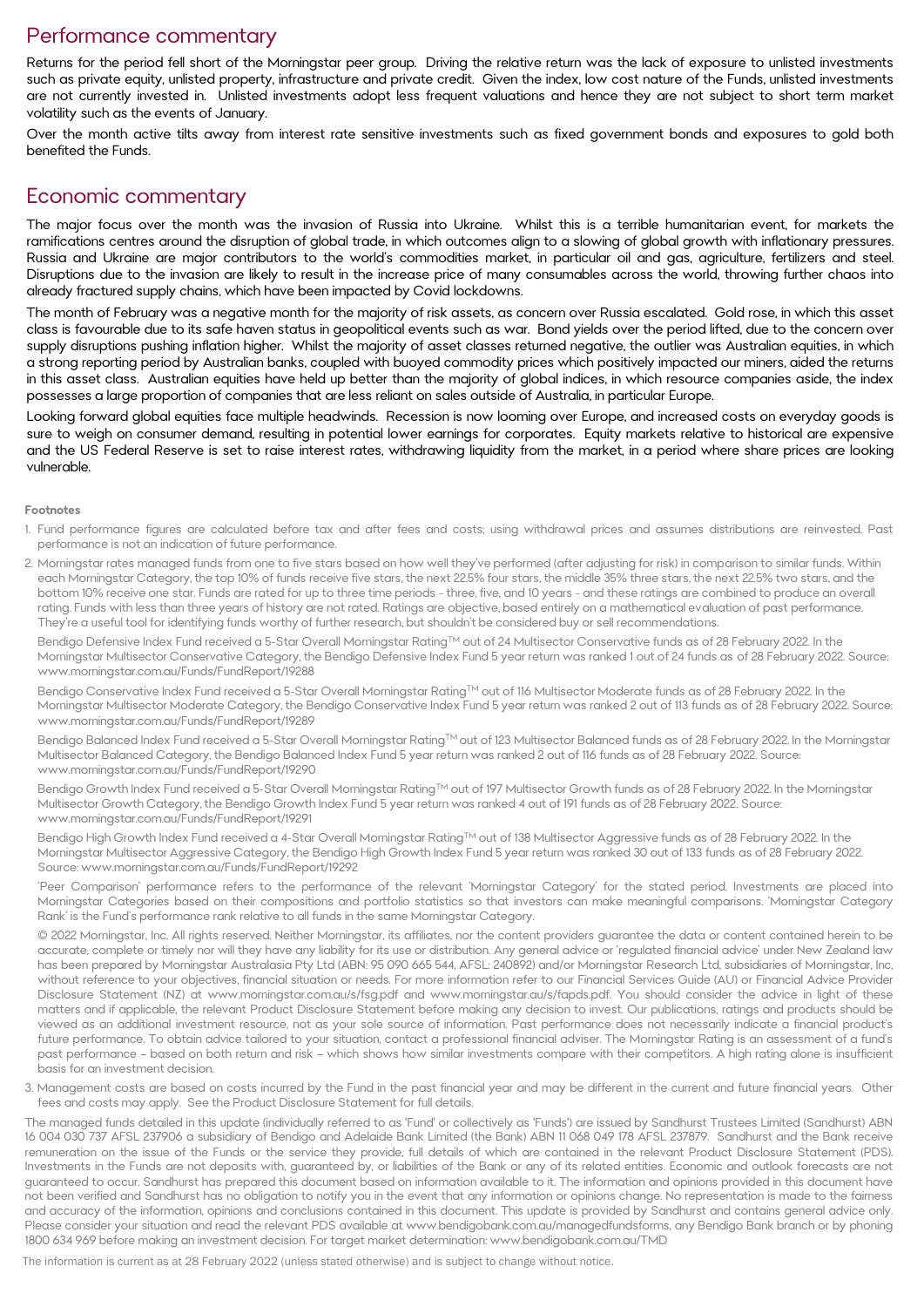## Performance commentary

Returns for the period fell short of the Morningstar peer group. Driving the relative return was the lack of exposure to unlisted investments such as private equity, unlisted property, infrastructure and private credit. Given the index, low cost nature of the Funds, unlisted investments are not currently invested in. Unlisted investments adopt less frequent valuations and hence they are not subject to short term market volatility such as the events of January.

Over the month active tilts away from interest rate sensitive investments such as fixed government bonds and exposures to gold both benefited the Funds.

## Economic commentary

The major focus over the month was the invasion of Russia into Ukraine. Whilst this is a terrible humanitarian event, for markets the ramifications centres around the disruption of global trade, in which outcomes align to a slowing of global growth with inflationary pressures. Russia and Ukraine are major contributors to the world's commodities market, in particular oil and gas, agriculture, fertilizers and steel. Disruptions due to the invasion are likely to result in the increase price of many consumables across the world, throwing further chaos into already fractured supply chains, which have been impacted by Covid lockdowns.

The month of February was a negative month for the majority of risk assets, as concern over Russia escalated. Gold rose, in which this asset class is favourable due to its safe haven status in geopolitical events such as war. Bond yields over the period lifted, due to the concern over supply disruptions pushing inflation higher. Whilst the majority of asset classes returned negative, the outlier was Australian equities, in which a strong reporting period by Australian banks, coupled with buoyed commodity prices which positively impacted our miners, aided the returns in this asset class. Australian equities have held up better than the majority of global indices, in which resource companies aside, the index possesses a large proportion of companies that are less reliant on sales outside of Australia, in particular Europe.

Looking forward global equities face multiple headwinds. Recession is now looming over Europe, and increased costs on everyday goods is sure to weigh on consumer demand, resulting in potential lower earnings for corporates. Equity markets relative to historical are expensive and the US Federal Reserve is set to raise interest rates, withdrawing liquidity from the market, in a period where share prices are looking vulnerable.

**Footnotes**

1. Fund performance figures are calculated before tax and after fees and costs; using withdrawal prices and assumes distributions are reinvested. Past performance is not an indication of future performance.
2. Morningstar rates managed funds from one to five stars based on how well they've performed (after adjusting for risk) in comparison to similar funds. Within each Morningstar Category, the top 10% of funds receive five stars, the next 22.5% four stars, the middle 35% three stars, the next 22.5% two stars, and the bottom 10% receive one star. Funds are rated for up to three time periods - three, five, and 10 years - and these ratings are combined to produce an overall rating. Funds with less than three years of history are not rated. Ratings are objective, based entirely on a mathematical evaluation of past performance. They're a useful tool for identifying funds worthy of further research, but shouldn't be considered buy or sell recommendations.

   Bendigo Defensive Index Fund received a 5-Star Overall Morningstar Rating™ out of 24 Multisector Conservative funds as of 28 February 2022. In the Morningstar Multisector Conservative Category, the Bendigo Defensive Index Fund 5 year return was ranked 1 out of 24 funds as of 28 February 2022. Source: www.morningstar.com.au/Funds/FundReport/19288

   Bendigo Conservative Index Fund received a 5-Star Overall Morningstar Rating™ out of 116 Multisector Moderate funds as of 28 February 2022. In the Morningstar Multisector Moderate Category, the Bendigo Conservative Index Fund 5 year return was ranked 2 out of 113 funds as of 28 February 2022. Source: www.morningstar.com.au/Funds/FundReport/19289

   Bendigo Balanced Index Fund received a 5-Star Overall Morningstar Rating™ out of 123 Multisector Balanced funds as of 28 February 2022. In the Morningstar Multisector Balanced Category, the Bendigo Balanced Index Fund 5 year return was ranked 2 out of 116 funds as of 28 February 2022. Source: www.morningstar.com.au/Funds/FundReport/19290

   Bendigo Growth Index Fund received a 5-Star Overall Morningstar Rating™ out of 197 Multisector Growth funds as of 28 February 2022. In the Morningstar Multisector Growth Category, the Bendigo Growth Index Fund 5 year return was ranked 4 out of 191 funds as of 28 February 2022. Source: www.morningstar.com.au/Funds/FundReport/19291

   Bendigo High Growth Index Fund received a 4-Star Overall Morningstar Rating™ out of 138 Multisector Aggressive funds as of 28 February 2022. In the Morningstar Multisector Aggressive Category, the Bendigo High Growth Index Fund 5 year return was ranked 30 out of 133 funds as of 28 February 2022. Source: www.morningstar.com.au/Funds/FundReport/19292

   'Peer Comparison' performance refers to the performance of the relevant 'Morningstar Category' for the stated period. Investments are placed into Morningstar Categories based on their compositions and portfolio statistics so that investors can make meaningful comparisons. 'Morningstar Category Rank' is the Fund's performance rank relative to all funds in the same Morningstar Category.

   © 2022 Morningstar, Inc. All rights reserved. Neither Morningstar, its affiliates, nor the content providers guarantee the data or content contained herein to be accurate, complete or timely nor will they have any liability for its use or distribution. Any general advice or 'regulated financial advice' under New Zealand law has been prepared by Morningstar Australasia Pty Ltd (ABN: 95 090 665 544, AFSL: 240892) and/or Morningstar Research Ltd, subsidiaries of Morningstar, Inc, without reference to your objectives, financial situation or needs. For more information refer to our Financial Services Guide (AU) or Financial Advice Provider Disclosure Statement (NZ) at www.morningstar.com.au/s/fsg.pdf and www.morningstar.au/s/fapds.pdf. You should consider the advice in light of these matters and if applicable, the relevant Product Disclosure Statement before making any decision to invest. Our publications, ratings and products should be viewed as an additional investment resource, not as your sole source of information. Past performance does not necessarily indicate a financial product's future performance. To obtain advice tailored to your situation, contact a professional financial adviser. The Morningstar Rating is an assessment of a fund's past performance – based on both return and risk – which shows how similar investments compare with their competitors. A high rating alone is insufficient basis for an investment decision.
3. Management costs are based on costs incurred by the Fund in the past financial year and may be different in the current and future financial years. Other fees and costs may apply. See the Product Disclosure Statement for full details.

The managed funds detailed in this update (individually referred to as 'Fund' or collectively as 'Funds') are issued by Sandhurst Trustees Limited (Sandhurst) ABN 16 004 030 737 AFSL 237906 a subsidiary of Bendigo and Adelaide Bank Limited (the Bank) ABN 11 068 049 178 AFSL 237879. Sandhurst and the Bank receive remuneration on the issue of the Funds or the service they provide, full details of which are contained in the relevant Product Disclosure Statement (PDS). Investments in the Funds are not deposits with, guaranteed by, or liabilities of the Bank or any of its related entities. Economic and outlook forecasts are not guaranteed to occur. Sandhurst has prepared this document based on information available to it. The information and opinions provided in this document have not been verified and Sandhurst has no obligation to notify you in the event that any information or opinions change. No representation is made to the fairness and accuracy of the information, opinions and conclusions contained in this document. This update is provided by Sandhurst and contains general advice only. Please consider your situation and read the relevant PDS available at www.bendigobank.com.au/managedfundsforms, any Bendigo Bank branch or by phoning 1800 634 969 before making an investment decision. For target market determination: www.bendigobank.com.au/TMD

The information is current as at 28 February 2022 (unless stated otherwise) and is subject to change without notice.